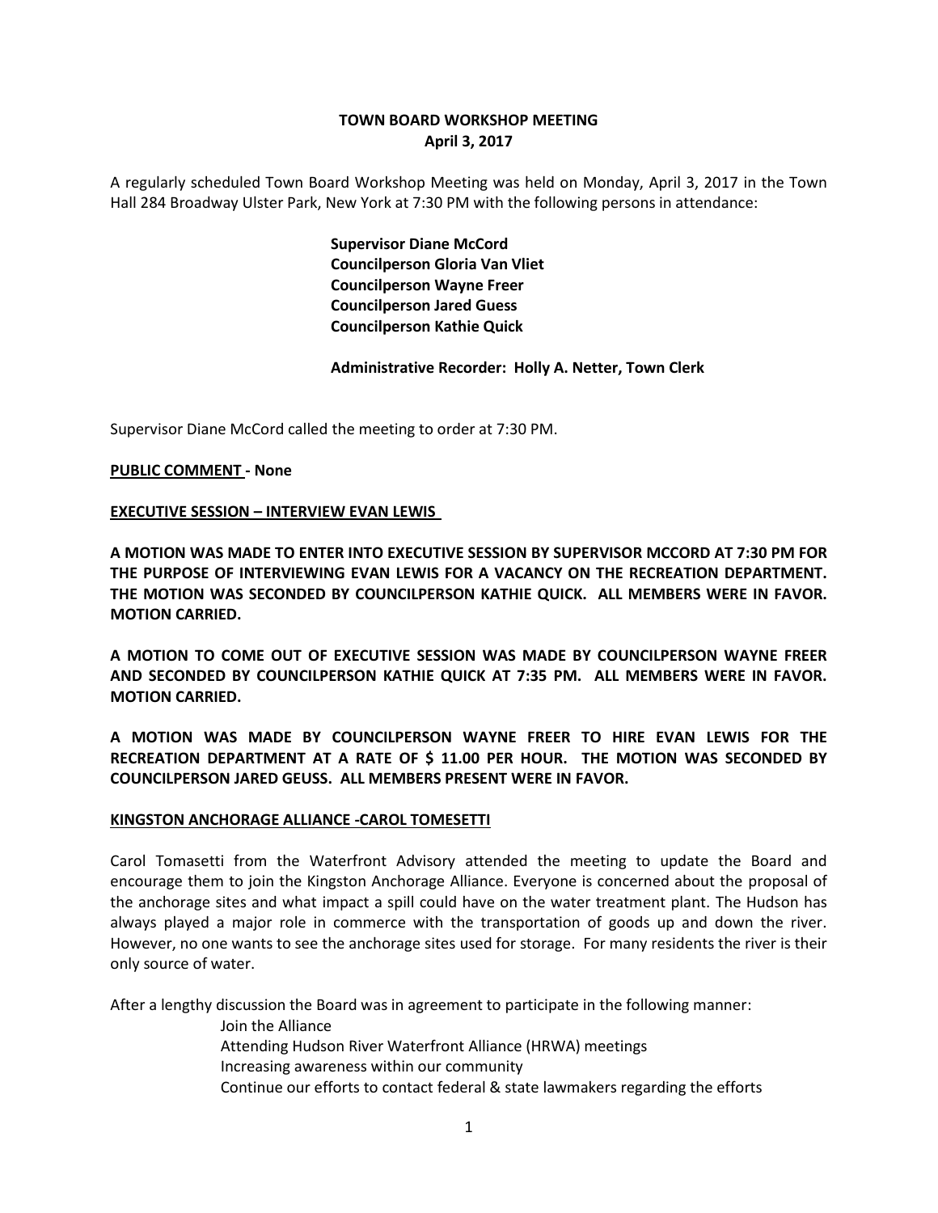# TOWN BOARD WORKSHOP MEETING
## April 3, 2017

A regularly scheduled Town Board Workshop Meeting was held on Monday, April 3, 2017 in the Town Hall 284 Broadway Ulster Park, New York at 7:30 PM with the following persons in attendance:

**Supervisor Diane McCord**
**Councilperson Gloria Van Vliet**
**Councilperson Wayne Freer**
**Councilperson Jared Guess**
**Councilperson Kathie Quick**

**Administrative Recorder: Holly A. Netter, Town Clerk**

Supervisor Diane McCord called the meeting to order at 7:30 PM.

**PUBLIC COMMENT - None**

**EXECUTIVE SESSION – INTERVIEW EVAN LEWIS**

**A MOTION WAS MADE TO ENTER INTO EXECUTIVE SESSION BY SUPERVISOR MCCORD AT 7:30 PM FOR THE PURPOSE OF INTERVIEWING EVAN LEWIS FOR A VACANCY ON THE RECREATION DEPARTMENT. THE MOTION WAS SECONDED BY COUNCILPERSON KATHIE QUICK. ALL MEMBERS WERE IN FAVOR. MOTION CARRIED.**

**A MOTION TO COME OUT OF EXECUTIVE SESSION WAS MADE BY COUNCILPERSON WAYNE FREER AND SECONDED BY COUNCILPERSON KATHIE QUICK AT 7:35 PM. ALL MEMBERS WERE IN FAVOR. MOTION CARRIED.**

**A MOTION WAS MADE BY COUNCILPERSON WAYNE FREER TO HIRE EVAN LEWIS FOR THE RECREATION DEPARTMENT AT A RATE OF $ 11.00 PER HOUR. THE MOTION WAS SECONDED BY COUNCILPERSON JARED GEUSS. ALL MEMBERS PRESENT WERE IN FAVOR.**

**KINGSTON ANCHORAGE ALLIANCE -CAROL TOMESETTI**

Carol Tomasetti from the Waterfront Advisory attended the meeting to update the Board and encourage them to join the Kingston Anchorage Alliance. Everyone is concerned about the proposal of the anchorage sites and what impact a spill could have on the water treatment plant. The Hudson has always played a major role in commerce with the transportation of goods up and down the river. However, no one wants to see the anchorage sites used for storage. For many residents the river is their only source of water.

After a lengthy discussion the Board was in agreement to participate in the following manner:

Join the Alliance
Attending Hudson River Waterfront Alliance (HRWA) meetings
Increasing awareness within our community
Continue our efforts to contact federal & state lawmakers regarding the efforts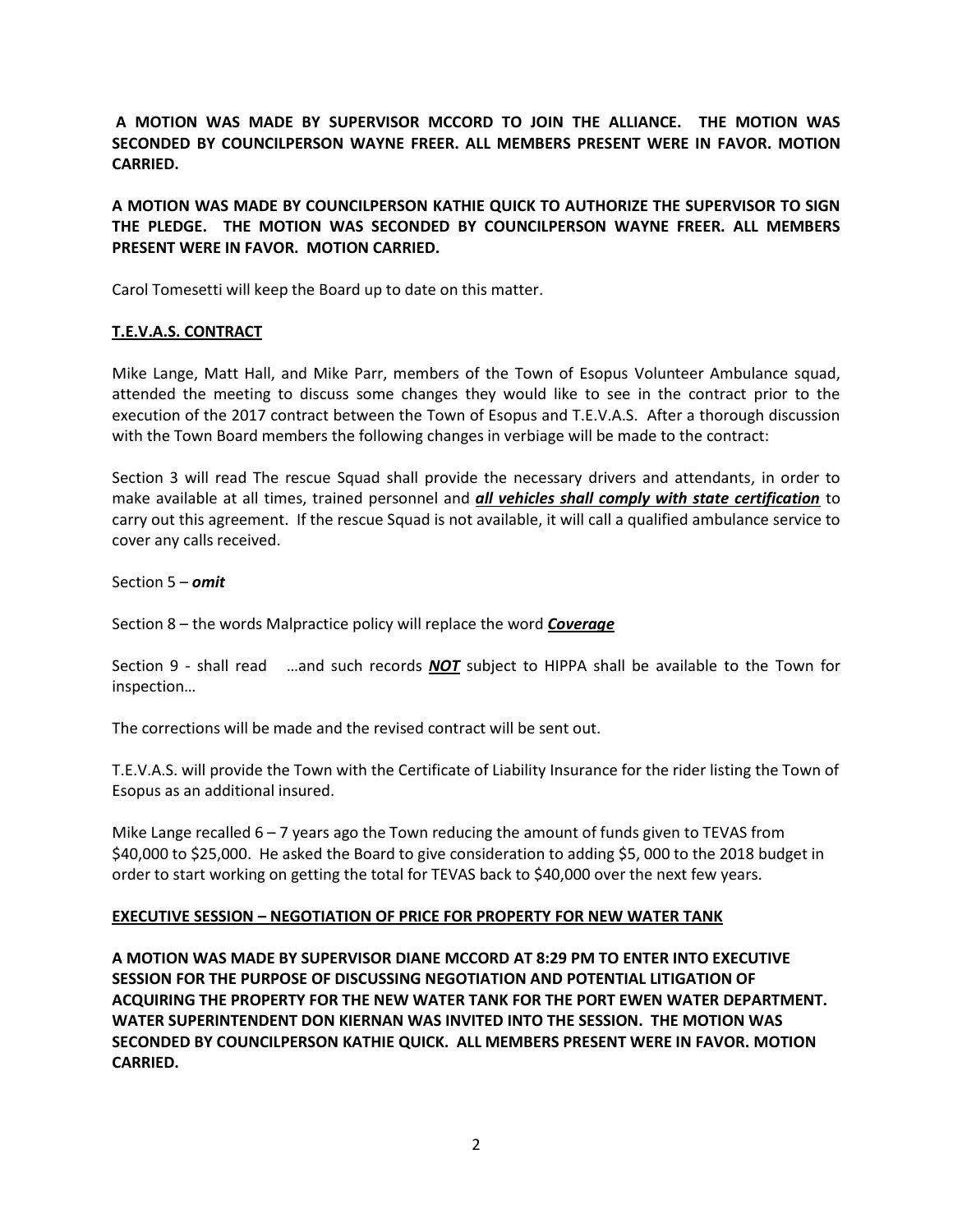**A MOTION WAS MADE BY SUPERVISOR MCCORD TO JOIN THE ALLIANCE. THE MOTION WAS SECONDED BY COUNCILPERSON WAYNE FREER. ALL MEMBERS PRESENT WERE IN FAVOR. MOTION CARRIED.**

**A MOTION WAS MADE BY COUNCILPERSON KATHIE QUICK TO AUTHORIZE THE SUPERVISOR TO SIGN THE PLEDGE. THE MOTION WAS SECONDED BY COUNCILPERSON WAYNE FREER. ALL MEMBERS PRESENT WERE IN FAVOR. MOTION CARRIED.**

Carol Tomesetti will keep the Board up to date on this matter.

**T.E.V.A.S. CONTRACT**

Mike Lange, Matt Hall, and Mike Parr, members of the Town of Esopus Volunteer Ambulance squad, attended the meeting to discuss some changes they would like to see in the contract prior to the execution of the 2017 contract between the Town of Esopus and T.E.V.A.S. After a thorough discussion with the Town Board members the following changes in verbiage will be made to the contract:

Section 3 will read The rescue Squad shall provide the necessary drivers and attendants, in order to make available at all times, trained personnel and ***all vehicles shall comply with state certification*** to carry out this agreement. If the rescue Squad is not available, it will call a qualified ambulance service to cover any calls received.

Section 5 – ***omit***

Section 8 – the words Malpractice policy will replace the word ***Coverage***

Section 9 - shall read …and such records ***NOT*** subject to HIPPA shall be available to the Town for inspection…

The corrections will be made and the revised contract will be sent out.

T.E.V.A.S. will provide the Town with the Certificate of Liability Insurance for the rider listing the Town of Esopus as an additional insured.

Mike Lange recalled 6 – 7 years ago the Town reducing the amount of funds given to TEVAS from $40,000 to $25,000. He asked the Board to give consideration to adding $5, 000 to the 2018 budget in order to start working on getting the total for TEVAS back to $40,000 over the next few years.

**EXECUTIVE SESSION – NEGOTIATION OF PRICE FOR PROPERTY FOR NEW WATER TANK**

**A MOTION WAS MADE BY SUPERVISOR DIANE MCCORD AT 8:29 PM TO ENTER INTO EXECUTIVE SESSION FOR THE PURPOSE OF DISCUSSING NEGOTIATION AND POTENTIAL LITIGATION OF ACQUIRING THE PROPERTY FOR THE NEW WATER TANK FOR THE PORT EWEN WATER DEPARTMENT. WATER SUPERINTENDENT DON KIERNAN WAS INVITED INTO THE SESSION. THE MOTION WAS SECONDED BY COUNCILPERSON KATHIE QUICK. ALL MEMBERS PRESENT WERE IN FAVOR. MOTION CARRIED.**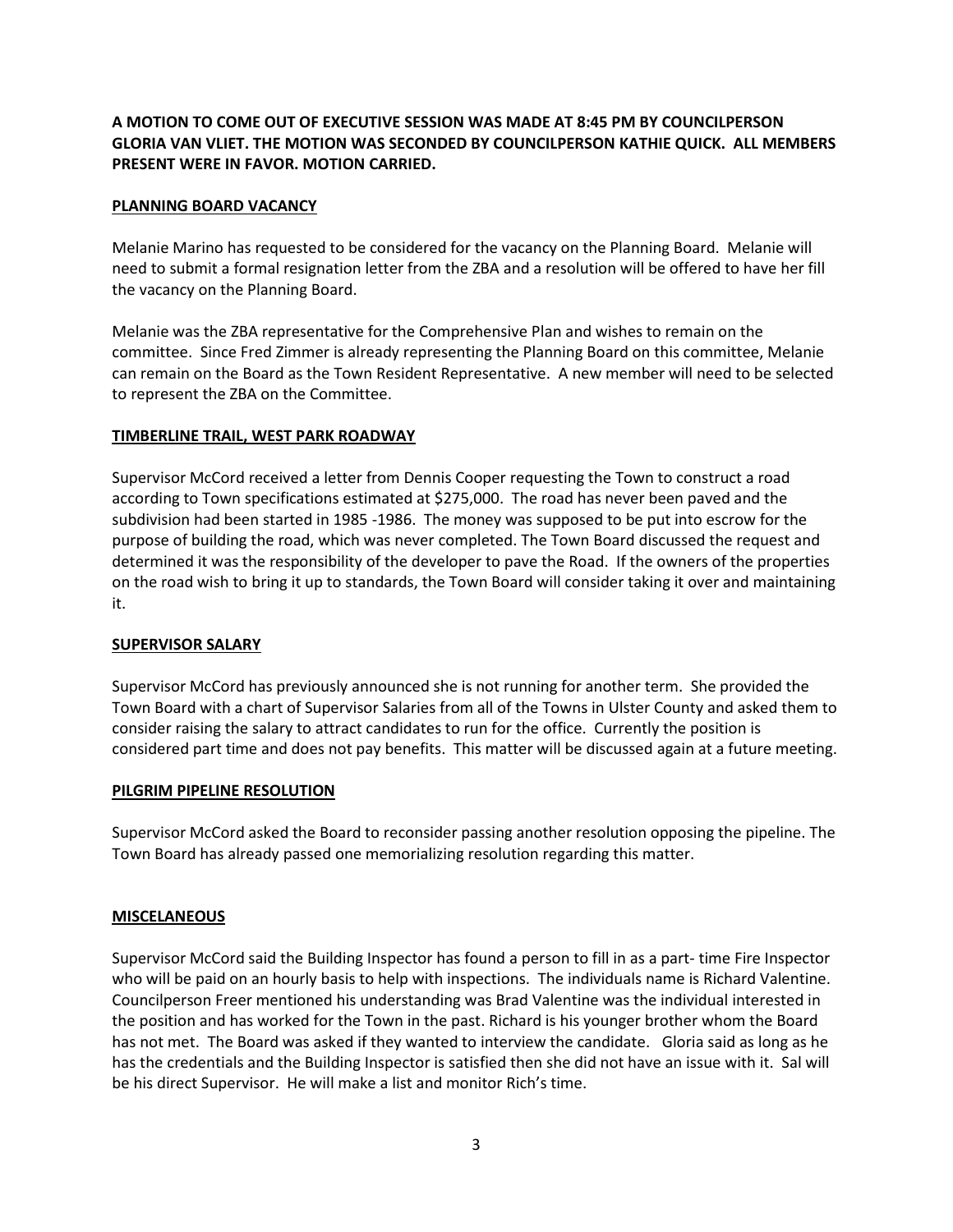**A MOTION TO COME OUT OF EXECUTIVE SESSION WAS MADE AT 8:45 PM BY COUNCILPERSON GLORIA VAN VLIET. THE MOTION WAS SECONDED BY COUNCILPERSON KATHIE QUICK. ALL MEMBERS PRESENT WERE IN FAVOR. MOTION CARRIED.**

**PLANNING BOARD VACANCY**

Melanie Marino has requested to be considered for the vacancy on the Planning Board. Melanie will need to submit a formal resignation letter from the ZBA and a resolution will be offered to have her fill the vacancy on the Planning Board.

Melanie was the ZBA representative for the Comprehensive Plan and wishes to remain on the committee. Since Fred Zimmer is already representing the Planning Board on this committee, Melanie can remain on the Board as the Town Resident Representative. A new member will need to be selected to represent the ZBA on the Committee.

**TIMBERLINE TRAIL, WEST PARK ROADWAY**

Supervisor McCord received a letter from Dennis Cooper requesting the Town to construct a road according to Town specifications estimated at $275,000. The road has never been paved and the subdivision had been started in 1985 -1986. The money was supposed to be put into escrow for the purpose of building the road, which was never completed. The Town Board discussed the request and determined it was the responsibility of the developer to pave the Road. If the owners of the properties on the road wish to bring it up to standards, the Town Board will consider taking it over and maintaining it.

**SUPERVISOR SALARY**

Supervisor McCord has previously announced she is not running for another term. She provided the Town Board with a chart of Supervisor Salaries from all of the Towns in Ulster County and asked them to consider raising the salary to attract candidates to run for the office. Currently the position is considered part time and does not pay benefits. This matter will be discussed again at a future meeting.

**PILGRIM PIPELINE RESOLUTION**

Supervisor McCord asked the Board to reconsider passing another resolution opposing the pipeline. The Town Board has already passed one memorializing resolution regarding this matter.

**MISCELANEOUS**

Supervisor McCord said the Building Inspector has found a person to fill in as a part- time Fire Inspector who will be paid on an hourly basis to help with inspections. The individuals name is Richard Valentine. Councilperson Freer mentioned his understanding was Brad Valentine was the individual interested in the position and has worked for the Town in the past. Richard is his younger brother whom the Board has not met. The Board was asked if they wanted to interview the candidate. Gloria said as long as he has the credentials and the Building Inspector is satisfied then she did not have an issue with it. Sal will be his direct Supervisor. He will make a list and monitor Rich's time.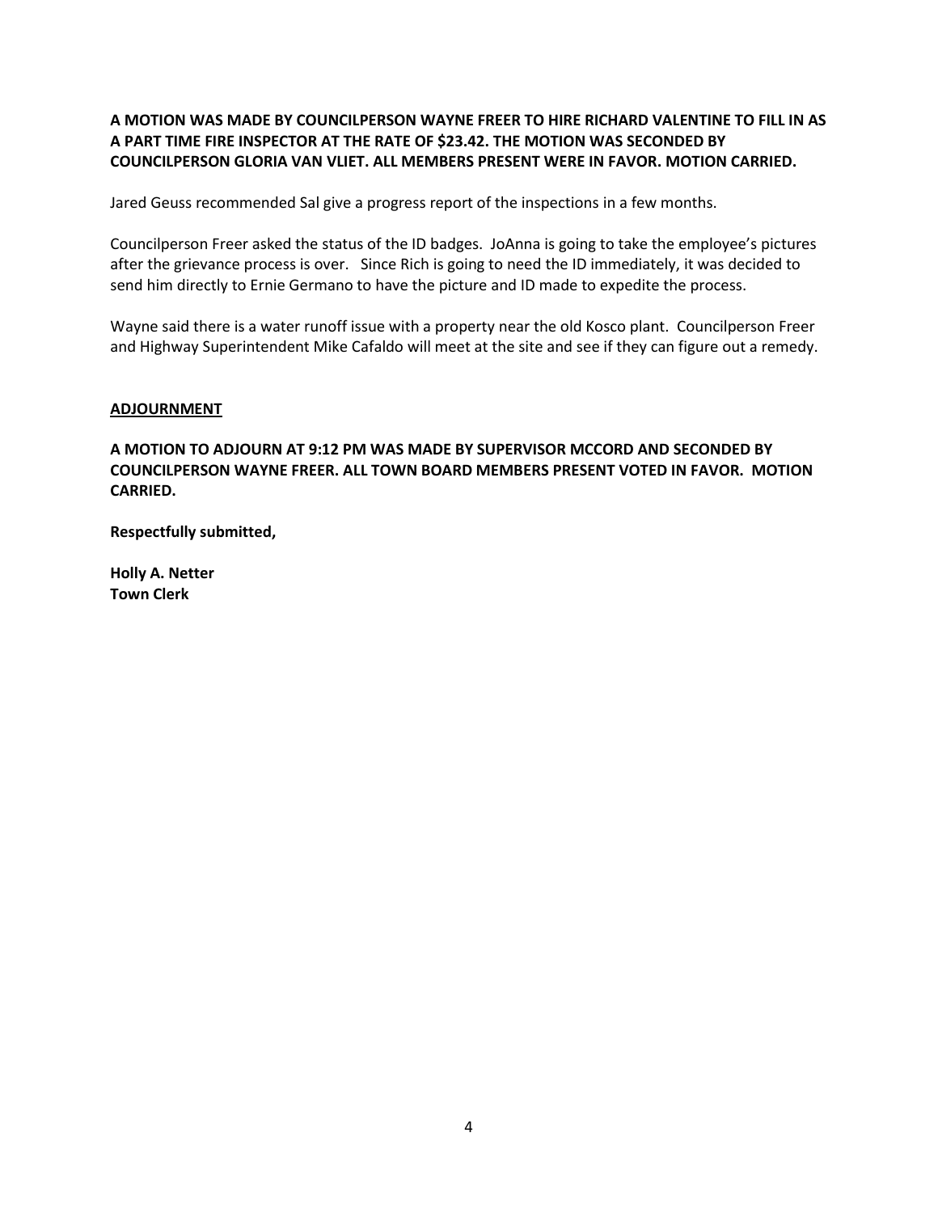**A MOTION WAS MADE BY COUNCILPERSON WAYNE FREER TO HIRE RICHARD VALENTINE TO FILL IN AS A PART TIME FIRE INSPECTOR AT THE RATE OF $23.42. THE MOTION WAS SECONDED BY COUNCILPERSON GLORIA VAN VLIET. ALL MEMBERS PRESENT WERE IN FAVOR. MOTION CARRIED.**

Jared Geuss recommended Sal give a progress report of the inspections in a few months.

Councilperson Freer asked the status of the ID badges. JoAnna is going to take the employee's pictures after the grievance process is over. Since Rich is going to need the ID immediately, it was decided to send him directly to Ernie Germano to have the picture and ID made to expedite the process.

Wayne said there is a water runoff issue with a property near the old Kosco plant. Councilperson Freer and Highway Superintendent Mike Cafaldo will meet at the site and see if they can figure out a remedy.

**ADJOURNMENT**

**A MOTION TO ADJOURN AT 9:12 PM WAS MADE BY SUPERVISOR MCCORD AND SECONDED BY COUNCILPERSON WAYNE FREER. ALL TOWN BOARD MEMBERS PRESENT VOTED IN FAVOR. MOTION CARRIED.**

**Respectfully submitted,**

**Holly A. Netter**
**Town Clerk**